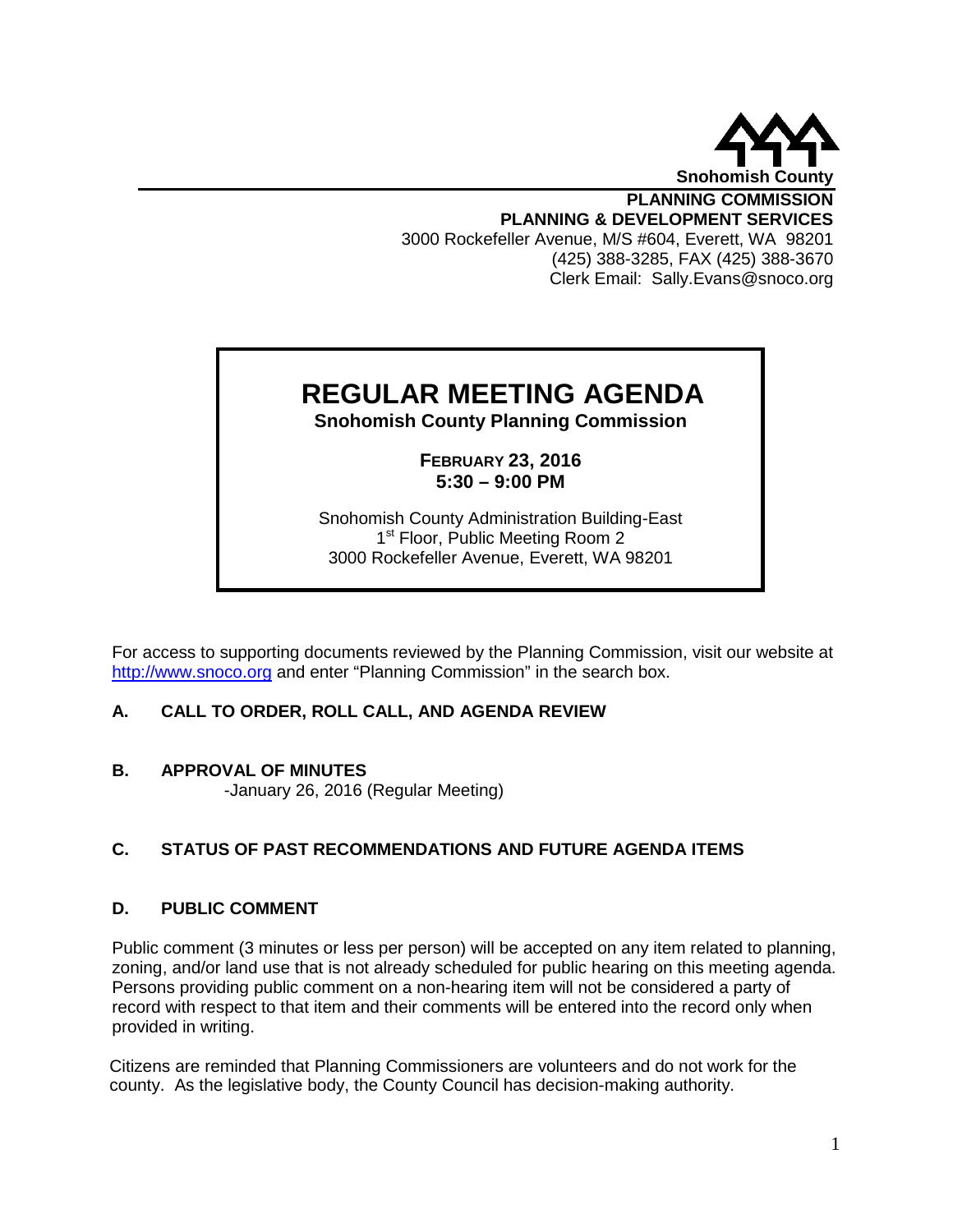Snohomish County

**PLANNING COMMISSION**
**PLANNING & DEVELOPMENT SERVICES**
3000 Rockefeller Avenue, M/S #604, Everett, WA 98201
(425) 388-3285, FAX (425) 388-3670
Clerk Email: Sally.Evans@snoco.org

# REGULAR MEETING AGENDA

**Snohomish County Planning Commission**

**FEBRUARY 23, 2016**
**5:30 – 9:00 PM**

Snohomish County Administration Building-East
1st Floor, Public Meeting Room 2
3000 Rockefeller Avenue, Everett, WA 98201

For access to supporting documents reviewed by the Planning Commission, visit our website at http://www.snoco.org and enter "Planning Commission" in the search box.

## A. CALL TO ORDER, ROLL CALL, AND AGENDA REVIEW

## B. APPROVAL OF MINUTES

-January 26, 2016 (Regular Meeting)

## C. STATUS OF PAST RECOMMENDATIONS AND FUTURE AGENDA ITEMS

## D. PUBLIC COMMENT

Public comment (3 minutes or less per person) will be accepted on any item related to planning, zoning, and/or land use that is not already scheduled for public hearing on this meeting agenda. Persons providing public comment on a non-hearing item will not be considered a party of record with respect to that item and their comments will be entered into the record only when provided in writing.

Citizens are reminded that Planning Commissioners are volunteers and do not work for the county. As the legislative body, the County Council has decision-making authority.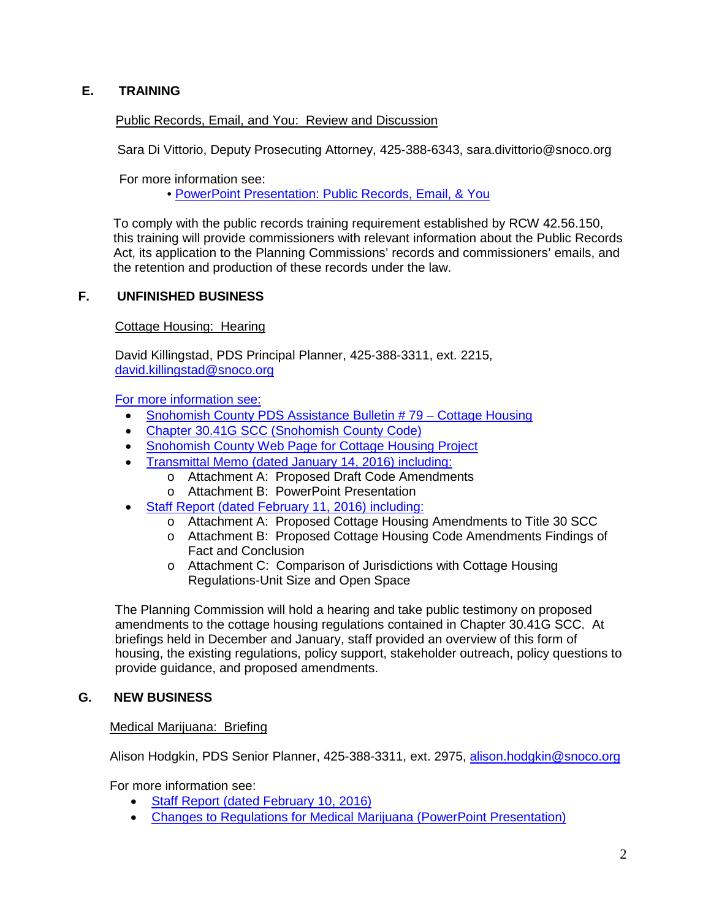## E. TRAINING

Public Records, Email, and You: Review and Discussion

Sara Di Vittorio, Deputy Prosecuting Attorney, 425-388-6343, sara.divittorio@snoco.org

For more information see:

- PowerPoint Presentation: Public Records, Email, & You

To comply with the public records training requirement established by RCW 42.56.150, this training will provide commissioners with relevant information about the Public Records Act, its application to the Planning Commissions' records and commissioners' emails, and the retention and production of these records under the law.

## F. UNFINISHED BUSINESS

Cottage Housing: Hearing

David Killingstad, PDS Principal Planner, 425-388-3311, ext. 2215, david.killingstad@snoco.org

For more information see:

- Snohomish County PDS Assistance Bulletin # 79 – Cottage Housing
- Chapter 30.41G SCC (Snohomish County Code)
- Snohomish County Web Page for Cottage Housing Project
- Transmittal Memo (dated January 14, 2016) including:
  - Attachment A: Proposed Draft Code Amendments
  - Attachment B: PowerPoint Presentation
- Staff Report (dated February 11, 2016) including:
  - Attachment A: Proposed Cottage Housing Amendments to Title 30 SCC
  - Attachment B: Proposed Cottage Housing Code Amendments Findings of Fact and Conclusion
  - Attachment C: Comparison of Jurisdictions with Cottage Housing Regulations-Unit Size and Open Space

The Planning Commission will hold a hearing and take public testimony on proposed amendments to the cottage housing regulations contained in Chapter 30.41G SCC. At briefings held in December and January, staff provided an overview of this form of housing, the existing regulations, policy support, stakeholder outreach, policy questions to provide guidance, and proposed amendments.

## G. NEW BUSINESS

Medical Marijuana: Briefing

Alison Hodgkin, PDS Senior Planner, 425-388-3311, ext. 2975, alison.hodgkin@snoco.org

For more information see:

- Staff Report (dated February 10, 2016)
- Changes to Regulations for Medical Marijuana (PowerPoint Presentation)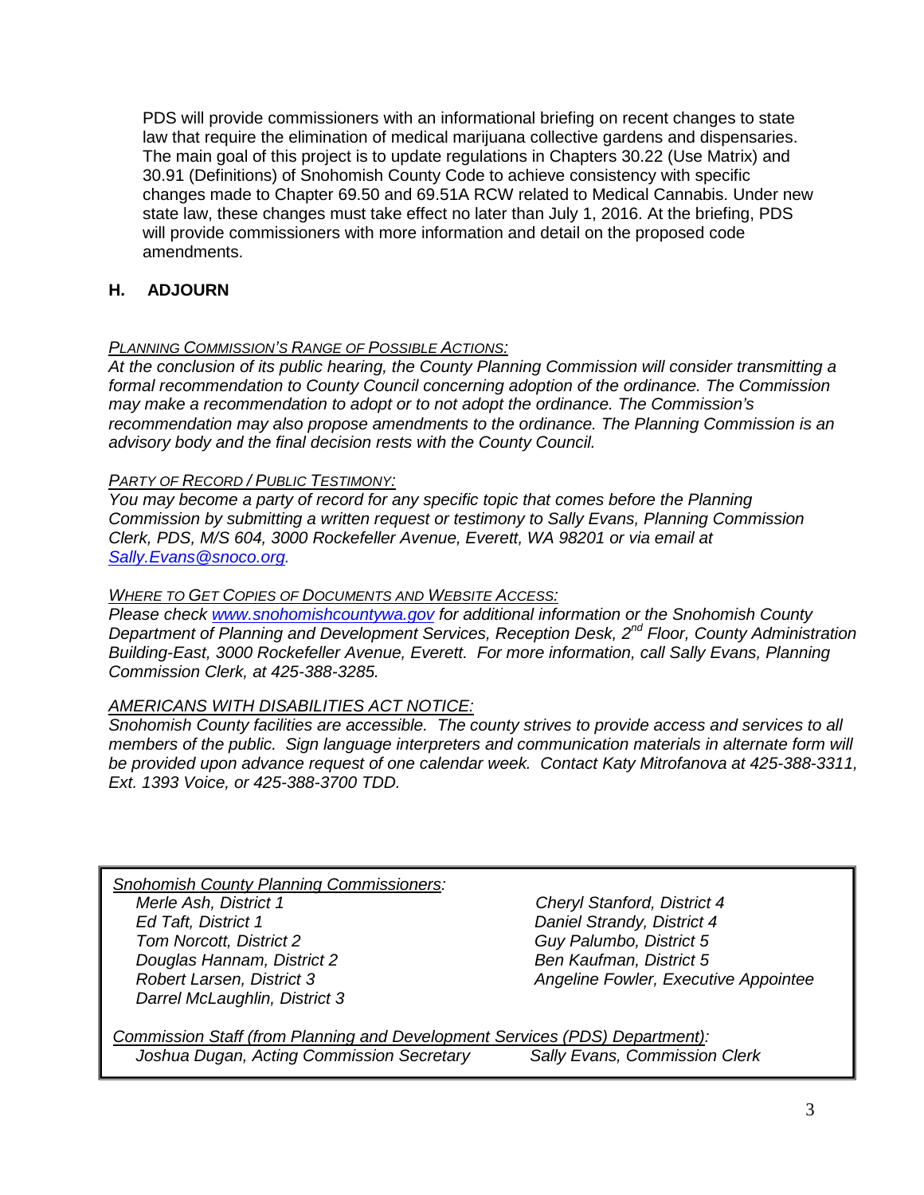PDS will provide commissioners with an informational briefing on recent changes to state law that require the elimination of medical marijuana collective gardens and dispensaries. The main goal of this project is to update regulations in Chapters 30.22 (Use Matrix) and 30.91 (Definitions) of Snohomish County Code to achieve consistency with specific changes made to Chapter 69.50 and 69.51A RCW related to Medical Cannabis. Under new state law, these changes must take effect no later than July 1, 2016. At the briefing, PDS will provide commissioners with more information and detail on the proposed code amendments.

## H. ADJOURN

*PLANNING COMMISSION'S RANGE OF POSSIBLE ACTIONS:*
*At the conclusion of its public hearing, the County Planning Commission will consider transmitting a formal recommendation to County Council concerning adoption of the ordinance. The Commission may make a recommendation to adopt or to not adopt the ordinance. The Commission's recommendation may also propose amendments to the ordinance. The Planning Commission is an advisory body and the final decision rests with the County Council.*

*PARTY OF RECORD / PUBLIC TESTIMONY:*
*You may become a party of record for any specific topic that comes before the Planning Commission by submitting a written request or testimony to Sally Evans, Planning Commission Clerk, PDS, M/S 604, 3000 Rockefeller Avenue, Everett, WA 98201 or via email at Sally.Evans@snoco.org.*

*WHERE TO GET COPIES OF DOCUMENTS AND WEBSITE ACCESS:*
*Please check www.snohomishcountywa.gov for additional information or the Snohomish County Department of Planning and Development Services, Reception Desk, 2nd Floor, County Administration Building-East, 3000 Rockefeller Avenue, Everett. For more information, call Sally Evans, Planning Commission Clerk, at 425-388-3285.*

*AMERICANS WITH DISABILITIES ACT NOTICE:*
*Snohomish County facilities are accessible. The county strives to provide access and services to all members of the public. Sign language interpreters and communication materials in alternate form will be provided upon advance request of one calendar week. Contact Katy Mitrofanova at 425-388-3311, Ext. 1393 Voice, or 425-388-3700 TDD.*

*Snohomish County Planning Commissioners:*

*Merle Ash, District 1*
*Ed Taft, District 1*
*Tom Norcott, District 2*
*Douglas Hannam, District 2*
*Robert Larsen, District 3*
*Darrel McLaughlin, District 3*
*Cheryl Stanford, District 4*
*Daniel Strandy, District 4*
*Guy Palumbo, District 5*
*Ben Kaufman, District 5*
*Angeline Fowler, Executive Appointee*

*Commission Staff (from Planning and Development Services (PDS) Department):*

*Joshua Dugan, Acting Commission Secretary*
*Sally Evans, Commission Clerk*